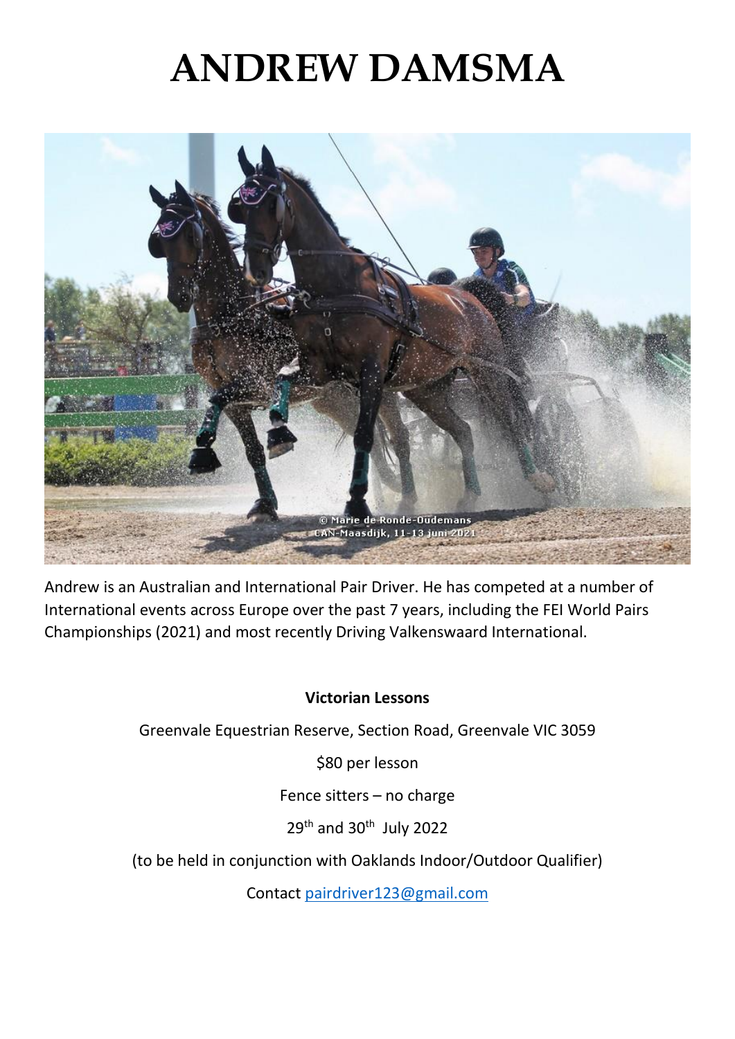# ANDREW DAMSMA

Andrew is an Australian and International Pair Driver. He has competed at a number of International events across Europe over the past 7 years, including the FEI World Pairs Championships (2021) and most recently Driving Valkenswaard International.

**Victorian Lessons**

Greenvale Equestrian Reserve, Section Road, Greenvale VIC 3059

$80 per lesson

Fence sitters – no charge

29th and 30th July 2022

(to be held in conjunction with Oaklands Indoor/Outdoor Qualifier)

Contact pairdriver123@gmail.com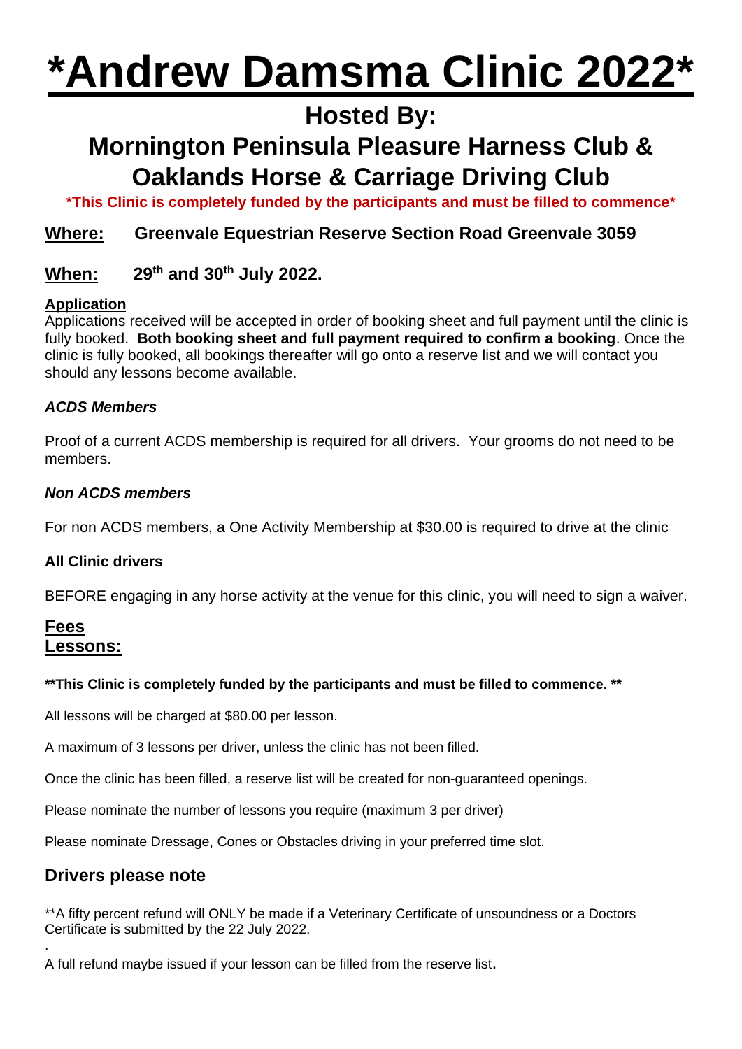# *Andrew Damsma Clinic 2022*

## Hosted By:

## Mornington Peninsula Pleasure Harness Club & Oaklands Horse & Carriage Driving Club

**\*This Clinic is completely funded by the participants and must be filled to commence\***

**Where:** **Greenvale Equestrian Reserve Section Road Greenvale 3059**

**When:** **29th and 30th July 2022.**

**Application**

Applications received will be accepted in order of booking sheet and full payment until the clinic is fully booked. **Both booking sheet and full payment required to confirm a booking**. Once the clinic is fully booked, all bookings thereafter will go onto a reserve list and we will contact you should any lessons become available.

***ACDS Members***

Proof of a current ACDS membership is required for all drivers. Your grooms do not need to be members.

***Non ACDS members***

For non ACDS members, a One Activity Membership at $30.00 is required to drive at the clinic

**All Clinic drivers**

BEFORE engaging in any horse activity at the venue for this clinic, you will need to sign a waiver.

**Fees**
**Lessons:**

**\*\*This Clinic is completely funded by the participants and must be filled to commence. \*\***

All lessons will be charged at $80.00 per lesson.

A maximum of 3 lessons per driver, unless the clinic has not been filled.

Once the clinic has been filled, a reserve list will be created for non-guaranteed openings.

Please nominate the number of lessons you require (maximum 3 per driver)

Please nominate Dressage, Cones or Obstacles driving in your preferred time slot.

### Drivers please note

\*\*A fifty percent refund will ONLY be made if a Veterinary Certificate of unsoundness or a Doctors Certificate is submitted by the 22 July 2022.

A full refund maybe be issued if your lesson can be filled from the reserve list.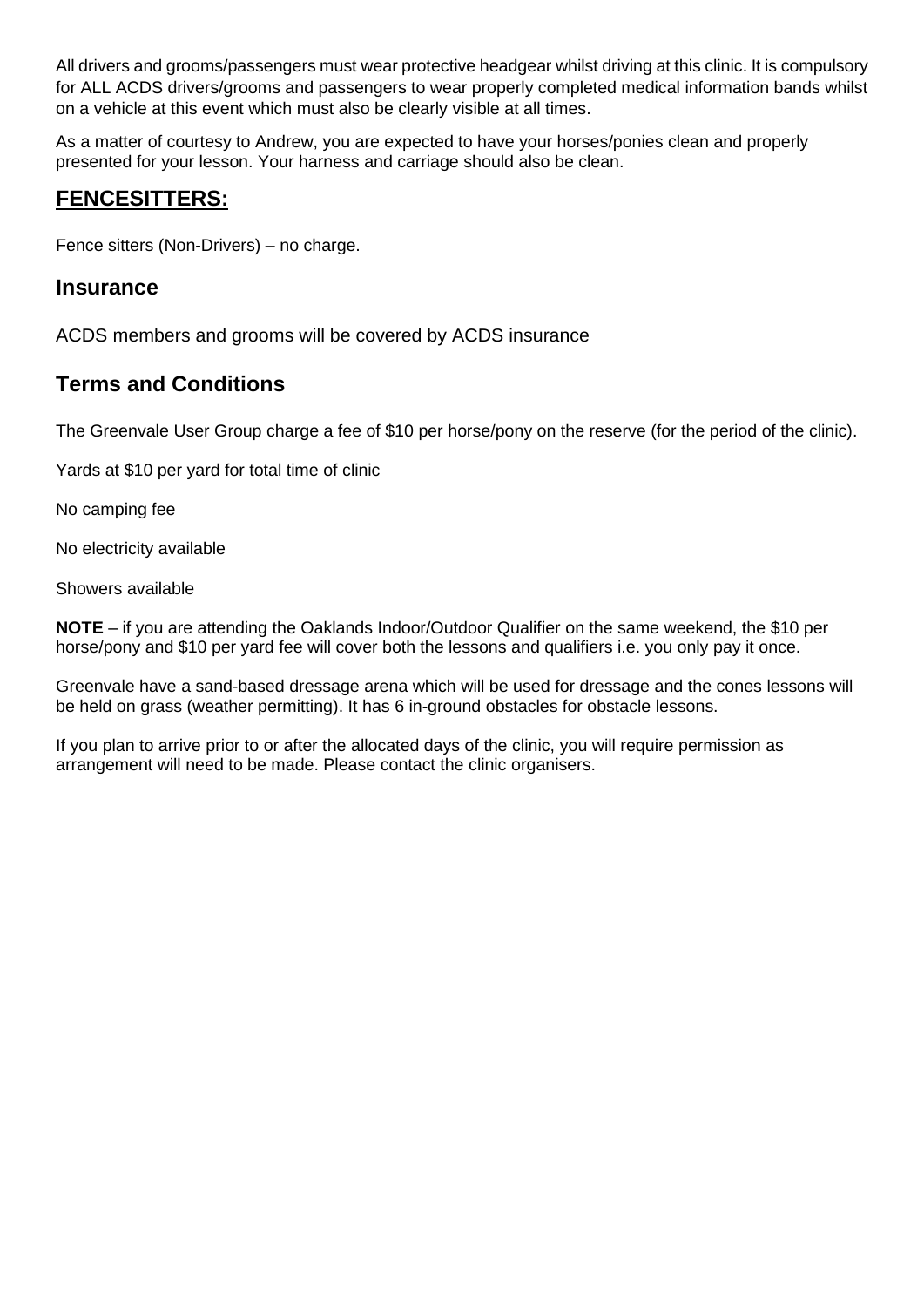All drivers and grooms/passengers must wear protective headgear whilst driving at this clinic. It is compulsory for ALL ACDS drivers/grooms and passengers to wear properly completed medical information bands whilst on a vehicle at this event which must also be clearly visible at all times.

As a matter of courtesy to Andrew, you are expected to have your horses/ponies clean and properly presented for your lesson. Your harness and carriage should also be clean.

## FENCESITTERS:

Fence sitters (Non-Drivers) – no charge.

## Insurance

ACDS members and grooms will be covered by ACDS insurance

## Terms and Conditions

The Greenvale User Group charge a fee of $10 per horse/pony on the reserve (for the period of the clinic).

Yards at $10 per yard for total time of clinic

No camping fee

No electricity available

Showers available

**NOTE** – if you are attending the Oaklands Indoor/Outdoor Qualifier on the same weekend, the $10 per horse/pony and $10 per yard fee will cover both the lessons and qualifiers i.e. you only pay it once.

Greenvale have a sand-based dressage arena which will be used for dressage and the cones lessons will be held on grass (weather permitting). It has 6 in-ground obstacles for obstacle lessons.

If you plan to arrive prior to or after the allocated days of the clinic, you will require permission as arrangement will need to be made. Please contact the clinic organisers.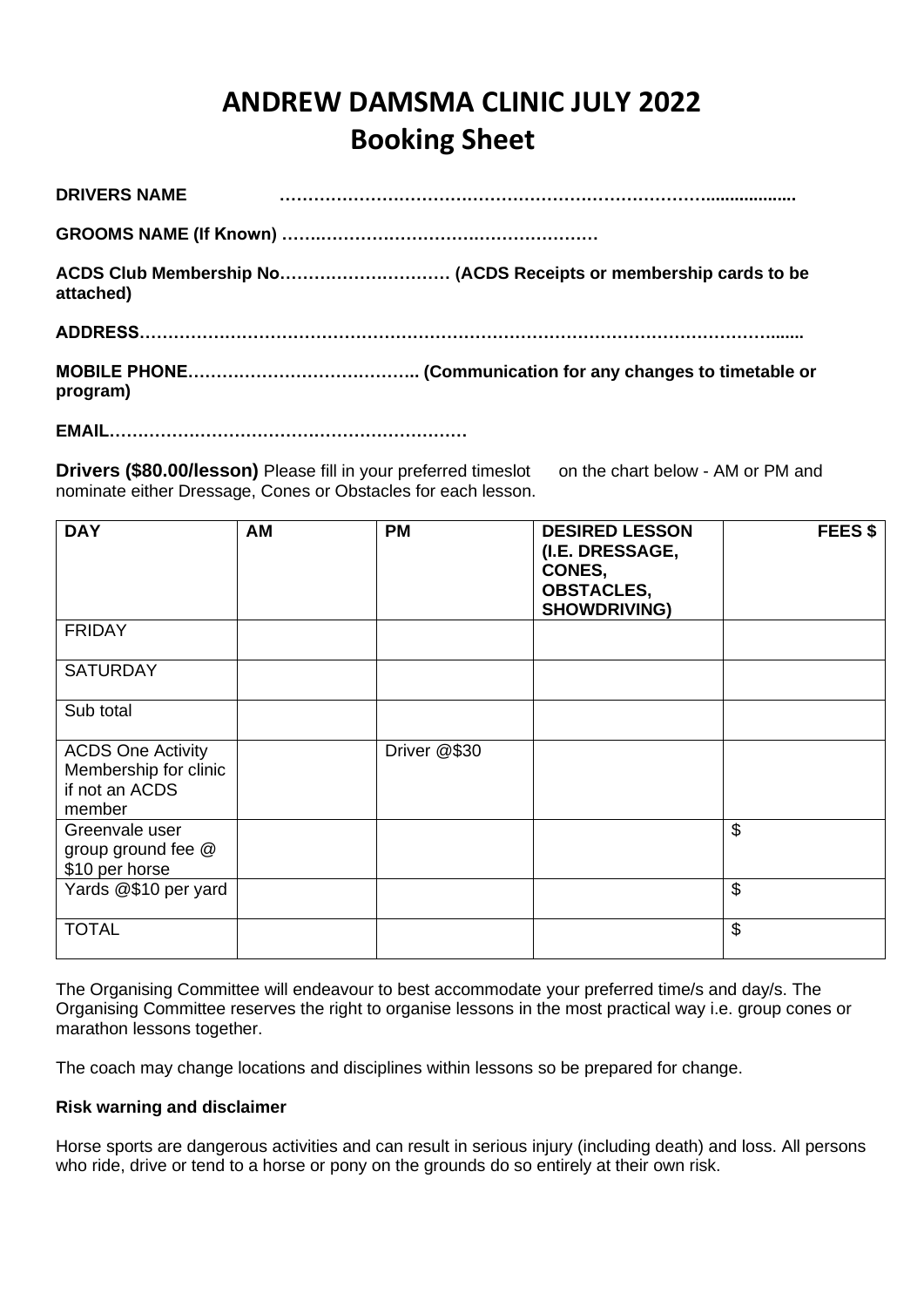# ANDREW DAMSMA CLINIC JULY 2022
## Booking Sheet

**DRIVERS NAME ……………………………………………………………………...................**

**GROOMS NAME (If Known) …….……………………….…………………**

**ACDS Club Membership No………………………… (ACDS Receipts or membership cards to be attached)**

**ADDRESS………………………………………………………………………………………………........**

**MOBILE PHONE………………………………….. (Communication for any changes to timetable or program)**

**EMAIL………………………………………………………**

**Drivers ($80.00/lesson)** Please fill in your preferred timeslot on the chart below - AM or PM and nominate either Dressage, Cones or Obstacles for each lesson.

| DAY | AM | PM | DESIRED LESSON (I.E. DRESSAGE, CONES, OBSTACLES, SHOWDRIVING) | FEES $ |
|---|---|---|---|---|
| FRIDAY | | | | |
| SATURDAY | | | | |
| Sub total | | | | |
| ACDS One Activity Membership for clinic if not an ACDS member | | Driver @$30 | | |
| Greenvale user group ground fee @ $10 per horse | | | | $ |
| Yards @$10 per yard | | | | $ |
| TOTAL | | | | $ |

The Organising Committee will endeavour to best accommodate your preferred time/s and day/s. The Organising Committee reserves the right to organise lessons in the most practical way i.e. group cones or marathon lessons together.

The coach may change locations and disciplines within lessons so be prepared for change.

**Risk warning and disclaimer**

Horse sports are dangerous activities and can result in serious injury (including death) and loss. All persons who ride, drive or tend to a horse or pony on the grounds do so entirely at their own risk.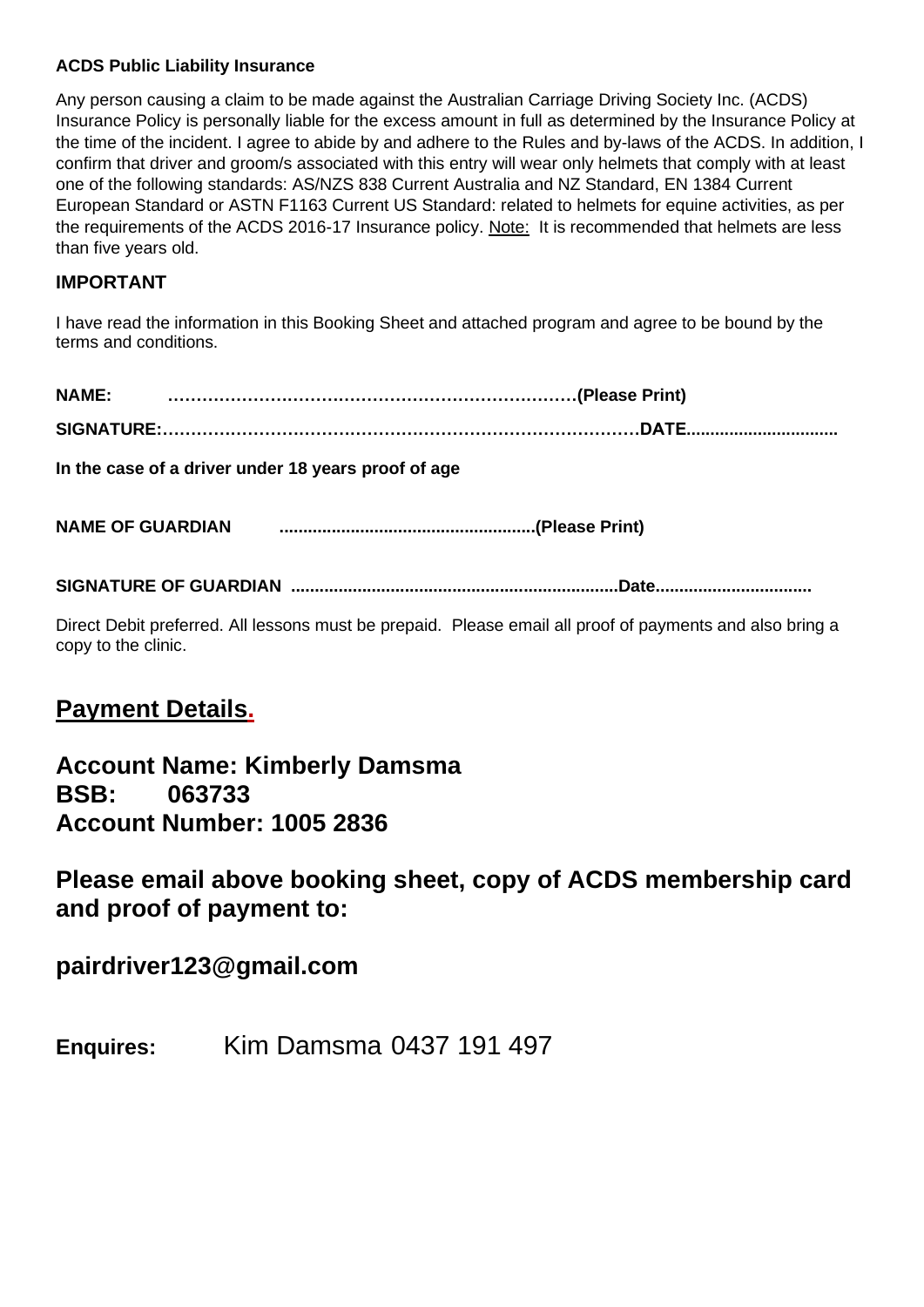**ACDS Public Liability Insurance**

Any person causing a claim to be made against the Australian Carriage Driving Society Inc. (ACDS) Insurance Policy is personally liable for the excess amount in full as determined by the Insurance Policy at the time of the incident. I agree to abide by and adhere to the Rules and by-laws of the ACDS. In addition, I confirm that driver and groom/s associated with this entry will wear only helmets that comply with at least one of the following standards: AS/NZS 838 Current Australia and NZ Standard, EN 1384 Current European Standard or ASTN F1163 Current US Standard: related to helmets for equine activities, as per the requirements of the ACDS 2016-17 Insurance policy. <u>Note:</u> It is recommended that helmets are less than five years old.

**IMPORTANT**

I have read the information in this Booking Sheet and attached program and agree to be bound by the terms and conditions.

**NAME: ………………………………………………………………(Please Print)**

**SIGNATURE:…………………………………………………………………………DATE...............................**

**In the case of a driver under 18 years proof of age**

**NAME OF GUARDIAN .....................................................(Please Print)**

**SIGNATURE OF GUARDIAN ....................................................................Date................................**

Direct Debit preferred. All lessons must be prepaid. Please email all proof of payments and also bring a copy to the clinic.

## <u>Payment Details.</u>

**Account Name: Kimberly Damsma**
**BSB: 063733**
**Account Number: 1005 2836**

**Please email above booking sheet, copy of ACDS membership card and proof of payment to:**

**pairdriver123@gmail.com**

**Enquires:** Kim Damsma 0437 191 497